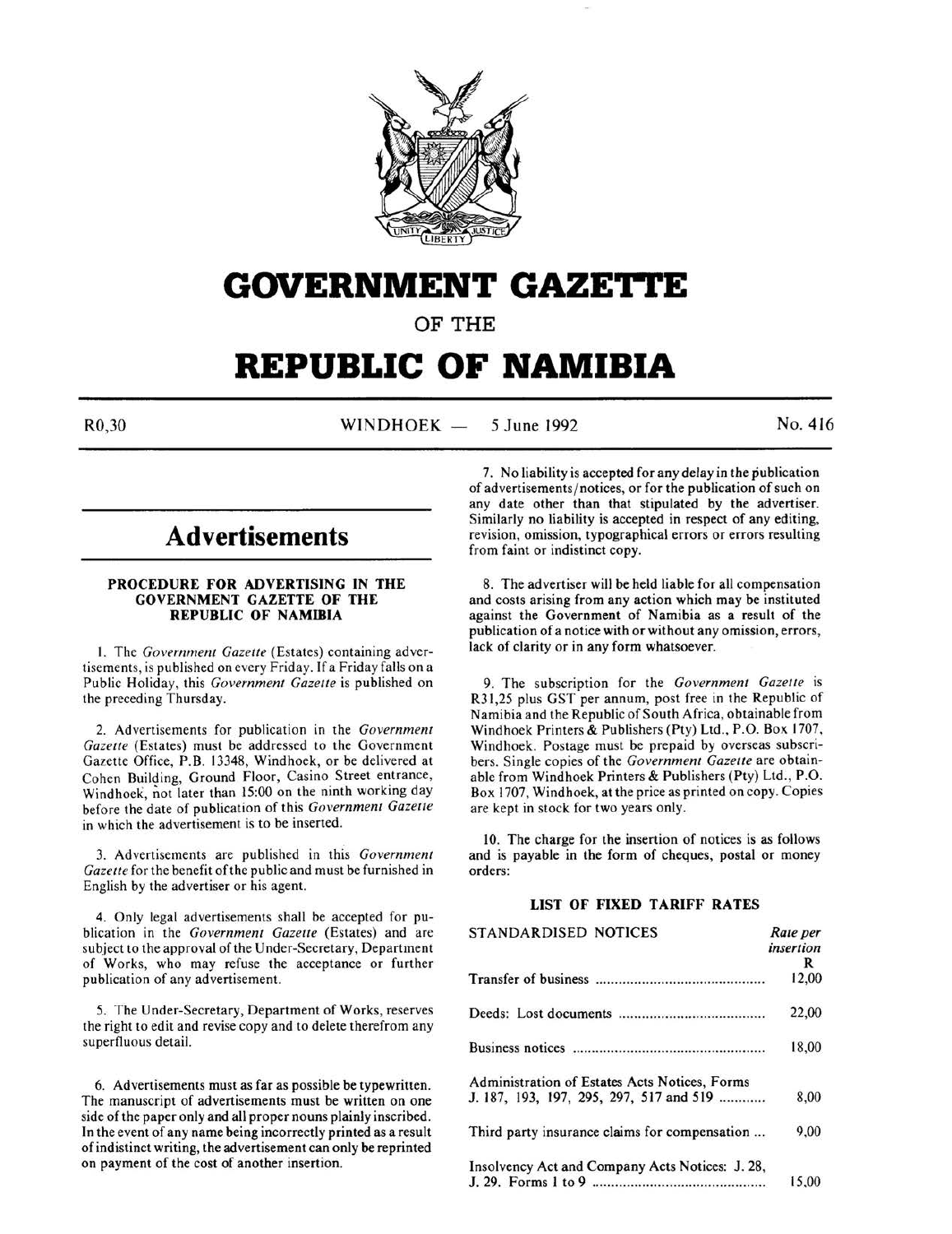# GOVERNMENT GAZETTE

OF THE

# REPUBLIC OF NAMIBIA

R0,30 WINDHOEK — 5 June 1992 No. 416

## Advertisements

### PROCEDURE FOR ADVERTISING IN THE GOVERNMENT GAZETTE OF THE REPUBLIC OF NAMIBIA

1. The *Government Gazette* (Estates) containing advertisements, is published on every Friday. If a Friday falls on a Public Holiday, this *Government Gazette* is published on the preceding Thursday.

2. Advertisements for publication in the *Government Gazette* (Estates) must be addressed to the Government Gazette Office, P.B. 13348, Windhoek, or be delivered at Cohen Building, Ground Floor, Casino Street entrance, Windhoek, not later than 15:00 on the ninth working day before the date of publication of this *Government Gazette* in which the advertisement is to be inserted.

3. Advertisements are published in this *Government Gazette* for the benefit of the public and must be furnished in English by the advertiser or his agent.

4. Only legal advertisements shall be accepted for publication in the *Government Gazette* (Estates) and are subject to the approval of the Under-Secretary, Department of Works, who may refuse the acceptance or further publication of any advertisement.

5. The Under-Secretary, Department of Works, reserves the right to edit and revise copy and to delete therefrom any superfluous detail.

6. Advertisements must as far as possible be typewritten. The manuscript of advertisements must be written on one side of the paper only and all proper nouns plainly inscribed. In the event of any name being incorrectly printed as a result of indistinct writing, the advertisement can only be reprinted on payment of the cost of another insertion.

7. No liability is accepted for any delay in the publication of advertisements/notices, or for the publication of such on any date other than that stipulated by the advertiser. Similarly no liability is accepted in respect of any editing, revision, omission, typographical errors or errors resulting from faint or indistinct copy.

8. The advertiser will be held liable for all compensation and costs arising from any action which may be instituted against the Government of Namibia as a result of the publication of a notice with or without any omission, errors, lack of clarity or in any form whatsoever.

9. The subscription for the *Government Gazette* is R31,25 plus GST per annum, post free in the Republic of Namibia and the Republic of South Africa, obtainable from Windhoek Printers & Publishers (Pty) Ltd., P.O. Box 1707, Windhoek. Postage must be prepaid by overseas subscribers. Single copies of the *Government Gazette* are obtainable from Windhoek Printers & Publishers (Pty) Ltd., P.O. Box 1707, Windhoek, at the price as printed on copy. Copies are kept in stock for two years only.

10. The charge for the insertion of notices is as follows and is payable in the form of cheques, postal or money orders:

### LIST OF FIXED TARIFF RATES

| STANDARDISED NOTICES | *Rate per insertion* R |
|---|---|
| Transfer of business | 12,00 |
| Deeds: Lost documents | 22,00 |
| Business notices | 18,00 |
| Administration of Estates Acts Notices, Forms J. 187, 193, 197, 295, 297, 517 and 519 | 8,00 |
| Third party insurance claims for compensation | 9,00 |
| Insolvency Act and Company Acts Notices: J. 28, J. 29. Forms 1 to 9 | 15,00 |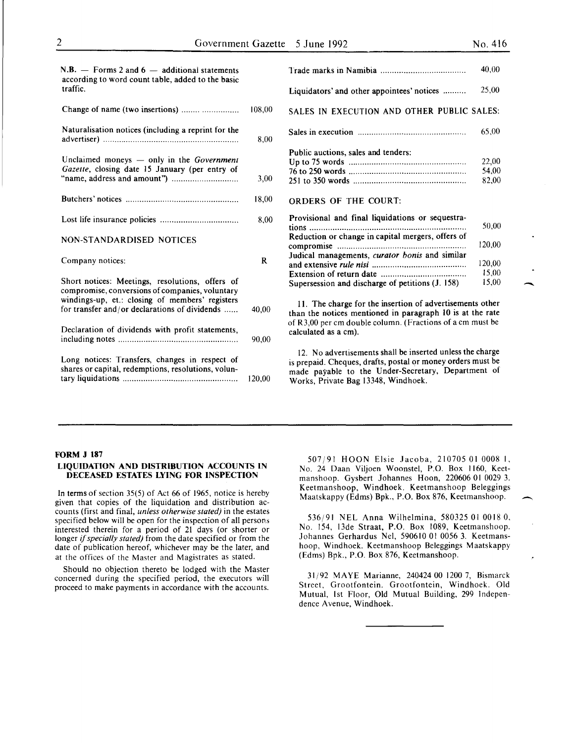N.B. — Forms 2 and 6 — additional statements according to word count table, added to the basic traffic.

| | |
|---|---|
| Change of name (two insertions) | 108,00 |
| Naturalisation notices (including a reprint for the advertiser) | 8,00 |
| Unclaimed moneys — only in the *Government Gazette*, closing date 15 January (per entry of "name, address and amount") | 3,00 |
| Butchers' notices | 18,00 |
| Lost life insurance policies | 8,00 |

NON-STANDARDISED NOTICES

| | |
|---|---|
| Company notices: | R |
| Short notices: Meetings, resolutions, offers of compromise, conversions of companies, voluntary windings-up, et.: closing of members' registers for transfer and/or declarations of dividends | 40,00 |
| Declaration of dividends with profit statements, including notes | 90,00 |
| Long notices: Transfers, changes in respect of shares or capital, redemptions, resolutions, voluntary liquidations | 120,00 |
| Trade marks in Namibia | 40,00 |
| Liquidators' and other appointees' notices | 25,00 |

SALES IN EXECUTION AND OTHER PUBLIC SALES:

| | |
|---|---|
| Sales in execution | 65,00 |
| Public auctions, sales and tenders: | |
| Up to 75 words | 22,00 |
| 76 to 250 words | 54,00 |
| 251 to 350 words | 82,00 |

ORDERS OF THE COURT:

| | |
|---|---|
| Provisional and final liquidations or sequestrations | 50,00 |
| Reduction or change in capital mergers, offers of compromise | 120,00 |
| Judical managements, *curator bonis* and similar and extensive *rule nisi* | 120,00 |
| Extension of return date | 15,00 |
| Supersession and discharge of petitions (J. 158) | 15,00 |

11. The charge for the insertion of advertisements other than the notices mentioned in paragraph 10 is at the rate of R3,00 per cm double column. (Fractions of a cm must be calculated as a cm).

12. No advertisements shall be inserted unless the charge is prepaid. Cheques, drafts, postal or money orders must be made payable to the Under-Secretary, Department of Works, Private Bag 13348, Windhoek.

---

**FORM J 187**

## LIQUIDATION AND DISTRIBUTION ACCOUNTS IN DECEASED ESTATES LYING FOR INSPECTION

In terms of section 35(5) of Act 66 of 1965, notice is hereby given that copies of the liquidation and distribution accounts (first and final, *unless otherwise stated)* in the estates specified below will be open for the inspection of all persons interested therein for a period of 21 days (or shorter or longer *if specially stated)* from the date specified or from the date of publication hereof, whichever may be the later, and at the offices of the Master and Magistrates as stated.

Should no objection thereto be lodged with the Master concerned during the specified period, the executors will proceed to make payments in accordance with the accounts.

507/91 HOON Elsie Jacoba, 210705 01 0008 1, No. 24 Daan Viljoen Woonstel, P.O. Box 1160, Keetmanshoop. Gysbert Johannes Hoon, 220606 01 0029 3. Keetmanshoop, Windhoek. Keetmanshoop Beleggings Maatskappy (Edms) Bpk., P.O. Box 876, Keetmanshoop.

536/91 NEL Anna Wilhelmina, 580325 01 0018 0, No. 154, 13de Straat, P.O. Box 1089, Keetmanshoop. Johannes Gerhardus Nel, 590610 01 0056 3. Keetmanshoop, Windhoek. Keetmanshoop Beleggings Maatskappy (Edms) Bpk., P.O. Box 876, Keetmanshoop.

31/92 MAYE Marianne, 240424 00 1200 7, Bismarck Street, Grootfontein. Grootfontein, Windhoek. Old Mutual, 1st Floor, Old Mutual Building, 299 Independence Avenue, Windhoek.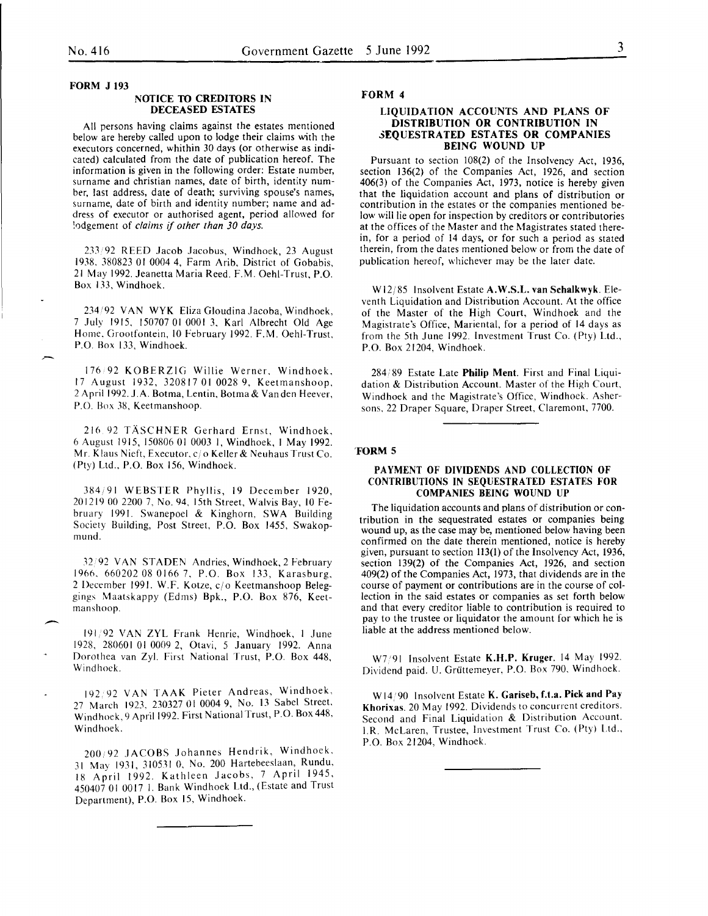## FORM J 193

### NOTICE TO CREDITORS IN DECEASED ESTATES

All persons having claims against the estates mentioned below are hereby called upon to lodge their claims with the executors concerned, whithin 30 days (or otherwise as indicated) calculated from the date of publication hereof. The information is given in the following order: Estate number, surname and christian names, date of birth, identity number, last address, date of death; surviving spouse's names, surname, date of birth and identity number; name and address of executor or authorised agent, period allowed for lodgement of *claims if other than 30 days.*

233/92 REED Jacob Jacobus, Windhoek, 23 August 1938, 380823 01 0004 4, Farm Arib, District of Gobabis, 21 May 1992. Jeanetta Maria Reed. F.M. Oehl-Trust, P.O. Box 133, Windhoek.

234/92 VAN WYK Eliza Gloudina Jacoba, Windhoek, 7 July 1915, 150707 01 0001 3, Karl Albrecht Old Age Home, Grootfontein, 10 February 1992. F.M. Oehl-Trust, P.O. Box 133, Windhoek.

176/92 KOBERZIG Willie Werner, Windhoek, 17 August 1932, 320817 01 0028 9, Keetmanshoop, 2 April 1992. J.A. Botma, Lentin, Botma & Van den Heever, P.O. Box 38, Keetmanshoop.

216/92 TÄSCHNER Gerhard Ernst, Windhoek, 6 August 1915, 150806 01 0003 1, Windhoek, 1 May 1992. Mr. Klaus Nieft, Executor, c/o Keller & Neuhaus Trust Co. (Pty) Ltd., P.O. Box 156, Windhoek.

384/91 WEBSTER Phyllis, 19 December 1920, 201219 00 2200 7, No. 94, 15th Street, Walvis Bay, 10 February 1991. Swanepoel & Kinghorn, SWA Building Society Building, Post Street, P.O. Box 1455, Swakopmund.

32/92 VAN STADEN Andries, Windhoek, 2 February 1966, 660202 08 0166 7, P.O. Box 133, Karasburg, 2 December 1991. W.F. Kotze, c/o Keetmanshoop Beleggings Maatskappy (Edms) Bpk., P.O. Box 876, Keetmanshoop.

191/92 VAN ZYL Frank Henrie, Windhoek, 1 June 1928, 280601 01 0009 2, Otavi, 5 January 1992. Anna Dorothea van Zyl. First National Trust, P.O. Box 448, Windhoek.

192/92 VAN TAAK Pieter Andreas, Windhoek, 27 March 1923, 230327 01 0004 9, No. 13 Sabel Street, Windhoek, 9 April 1992. First National Trust, P.O. Box 448, Windhoek.

200/92 JACOBS Johannes Hendrik, Windhoek, 31 May 1931, 310531 0, No. 200 Hartebeeslaan, Rundu, 18 April 1992. Kathleen Jacobs, 7 April 1945, 450407 01 0017 1. Bank Windhoek Ltd., (Estate and Trust Department), P.O. Box 15, Windhoek.

---

## FORM 4

### LIQUIDATION ACCOUNTS AND PLANS OF DISTRIBUTION OR CONTRIBUTION IN SEQUESTRATED ESTATES OR COMPANIES BEING WOUND UP

Pursuant to section 108(2) of the Insolvency Act, 1936, section 136(2) of the Companies Act, 1926, and section 406(3) of the Companies Act, 1973, notice is hereby given that the liquidation account and plans of distribution or contribution in the estates or the companies mentioned below will lie open for inspection by creditors or contributories at the offices of the Master and the Magistrates stated therein, for a period of 14 days, or for such a period as stated therein, from the dates mentioned below or from the date of publication hereof, whichever may be the later date.

W12/85 Insolvent Estate **A.W.S.L. van Schalkwyk**. Eleventh Liquidation and Distribution Account. At the office of the Master of the High Court, Windhoek and the Magistrate's Office, Mariental, for a period of 14 days as from the 5th June 1992. Investment Trust Co. (Pty) Ltd., P.O. Box 21204, Windhoek.

284/89 Estate Late **Philip Ment**. First and Final Liquidation & Distribution Account. Master of the High Court, Windhoek and the Magistrate's Office, Windhoek. Ashersons, 22 Draper Square, Draper Street, Claremont, 7700.

---

## FORM 5

### PAYMENT OF DIVIDENDS AND COLLECTION OF CONTRIBUTIONS IN SEQUESTRATED ESTATES FOR COMPANIES BEING WOUND UP

The liquidation accounts and plans of distribution or contribution in the sequestrated estates or companies being wound up, as the case may be, mentioned below having been confirmed on the date therein mentioned, notice is hereby given, pursuant to section 113(1) of the Insolvency Act, 1936, section 139(2) of the Companies Act, 1926, and section 409(2) of the Companies Act, 1973, that dividends are in the course of payment or contributions are in the course of collection in the said estates or companies as set forth below and that every creditor liable to contribution is required to pay to the trustee or liquidator the amount for which he is liable at the address mentioned below.

W7/91 Insolvent Estate **K.H.P. Kruger**. 14 May 1992. Dividend paid. U. Grüttemeyer, P.O. Box 790, Windhoek.

W14/90 Insolvent Estate **K. Gariseb, f.t.a. Pick and Pay Khorixas**. 20 May 1992. Dividends to concurrent creditors. Second and Final Liquidation & Distribution Account. I.R. McLaren, Trustee, Investment Trust Co. (Pty) Ltd., P.O. Box 21204, Windhoek.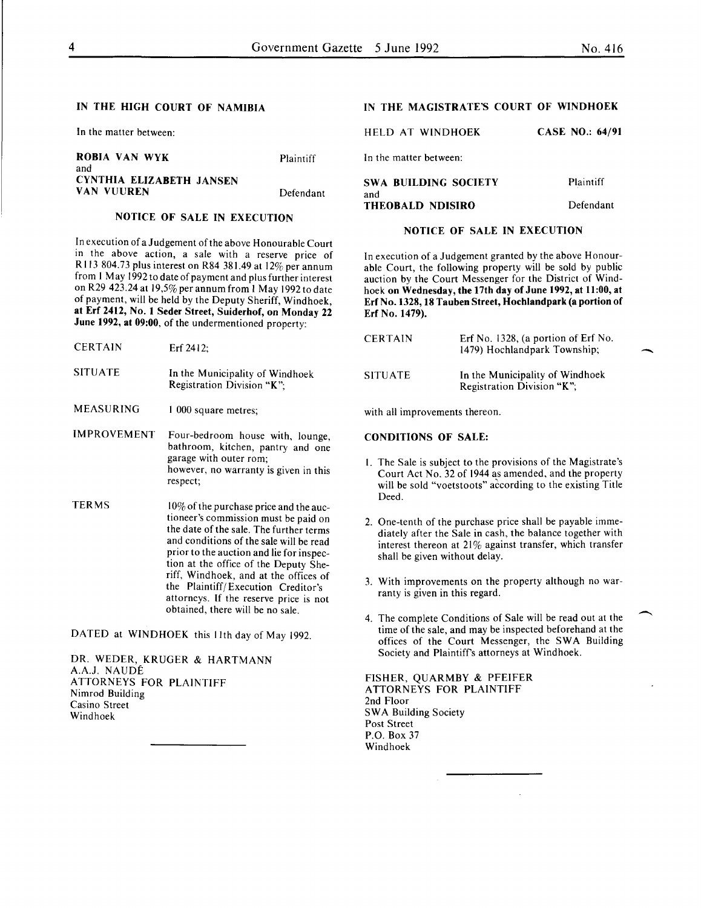## IN THE HIGH COURT OF NAMIBIA

In the matter between:

| | |
|---|---|
| **ROBIA VAN WYK** | Plaintiff |
| and | |
| **CYNTHIA ELIZABETH JANSEN VAN VUUREN** | Defendant |

### NOTICE OF SALE IN EXECUTION

In execution of a Judgement of the above Honourable Court in the above action, a sale with a reserve price of R113 804.73 plus interest on R84 381.49 at 12% per annum from 1 May 1992 to date of payment and plus further interest on R29 423.24 at 19,5% per annum from 1 May 1992 to date of payment, will be held by the Deputy Sheriff, Windhoek, **at Erf 2412, No. 1 Seder Street, Suiderhof, on Monday 22 June 1992, at 09:00**, of the undermentioned property:

| | |
|---|---|
| CERTAIN | Erf 2412; |
| SITUATE | In the Municipality of Windhoek Registration Division "K"; |
| MEASURING | 1 000 square metres; |
| IMPROVEMENT | Four-bedroom house with, lounge, bathroom, kitchen, pantry and one garage with outer rom; however, no warranty is given in this respect; |
| TERMS | 10% of the purchase price and the auctioneer's commission must be paid on the date of the sale. The further terms and conditions of the sale will be read prior to the auction and lie for inspection at the office of the Deputy Sheriff, Windhoek, and at the offices of the Plaintiff/Execution Creditor's attorneys. If the reserve price is not obtained, there will be no sale. |

DATED at WINDHOEK this 11th day of May 1992.

DR. WEDER, KRUGER & HARTMANN
A.A.J. NAUDÉ
ATTORNEYS FOR PLAINTIFF
Nimrod Building
Casino Street
Windhoek

---

## IN THE MAGISTRATE'S COURT OF WINDHOEK

HELD AT WINDHOEK **CASE NO.: 64/91**

In the matter between:

| | |
|---|---|
| **SWA BUILDING SOCIETY** | Plaintiff |
| and | |
| **THEOBALD NDISIRO** | Defendant |

### NOTICE OF SALE IN EXECUTION

In execution of a Judgement granted by the above Honourable Court, the following property will be sold by public auction by the Court Messenger for the District of Windhoek **on Wednesday, the 17th day of June 1992, at 11:00, at Erf No. 1328, 18 Tauben Street, Hochlandpark (a portion of Erf No. 1479).**

| | |
|---|---|
| CERTAIN | Erf No. 1328, (a portion of Erf No. 1479) Hochlandpark Township; |
| SITUATE | In the Municipality of Windhoek Registration Division "K"; |

with all improvements thereon.

**CONDITIONS OF SALE:**

1. The Sale is subject to the provisions of the Magistrate's Court Act No. 32 of 1944 as amended, and the property will be sold "voetstoots" according to the existing Title Deed.

2. One-tenth of the purchase price shall be payable immediately after the Sale in cash, the balance together with interest thereon at 21% against transfer, which transfer shall be given without delay.

3. With improvements on the property although no warranty is given in this regard.

4. The complete Conditions of Sale will be read out at the time of the sale, and may be inspected beforehand at the offices of the Court Messenger, the SWA Building Society and Plaintiff's attorneys at Windhoek.

FISHER, QUARMBY & PFEIFER
ATTORNEYS FOR PLAINTIFF
2nd Floor
SWA Building Society
Post Street
P.O. Box 37
Windhoek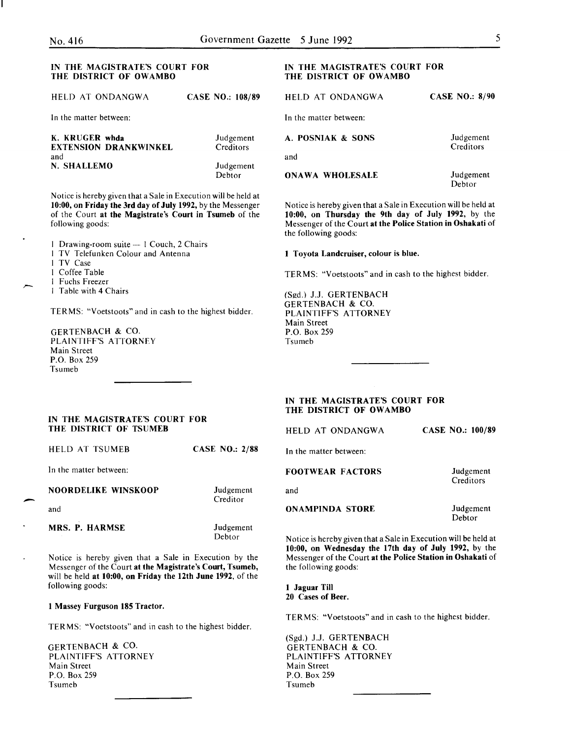IN THE MAGISTRATE'S COURT FOR THE DISTRICT OF OWAMBO

HELD AT ONDANGWA — CASE NO.: 108/89

In the matter between:

| | |
|---|---|
| **K. KRUGER whda EXTENSION DRANKWINKEL** | Judgement Creditors |
| and | |
| **N. SHALLEMO** | Judgement Debtor |

Notice is hereby given that a Sale in Execution will be held at **10:00, on Friday the 3rd day of July 1992,** by the Messenger of the Court **at the Magistrate's Court in Tsumeb** of the following goods:

1 Drawing-room suite — 1 Couch, 2 Chairs
1 TV Telefunken Colour and Antenna
1 TV Case
1 Coffee Table
1 Fuchs Freezer
1 Table with 4 Chairs

TERMS: "Voetstoots" and in cash to the highest bidder.

GERTENBACH & CO.
PLAINTIFF'S ATTORNEY
Main Street
P.O. Box 259
Tsumeb

---

IN THE MAGISTRATE'S COURT FOR THE DISTRICT OF TSUMEB

HELD AT TSUMEB — CASE NO.: 2/88

In the matter between:

| | |
|---|---|
| **NOORDELIKE WINSKOOP** | Judgement Creditor |
| and | |
| **MRS. P. HARMSE** | Judgement Debtor |

Notice is hereby given that a Sale in Execution by the Messenger of the Court **at the Magistrate's Court, Tsumeb,** will be held **at 10:00, on Friday the 12th June 1992,** of the following goods:

**1 Massey Furguson 185 Tractor.**

TERMS: "Voetstoots" and in cash to the highest bidder.

GERTENBACH & CO.
PLAINTIFF'S ATTORNEY
Main Street
P.O. Box 259
Tsumeb

---

IN THE MAGISTRATE'S COURT FOR THE DISTRICT OF OWAMBO

HELD AT ONDANGWA — CASE NO.: 8/90

In the matter between:

| | |
|---|---|
| **A. POSNIAK & SONS** | Judgement Creditors |
| and | |
| **ONAWA WHOLESALE** | Judgement Debtor |

Notice is hereby given that a Sale in Execution will be held at **10:00, on Thursday the 9th day of July 1992,** by the Messenger of the Court **at the Police Station in Oshakati** of the following goods:

**1 Toyota Landcruiser, colour is blue.**

TERMS: "Voetstoots" and in cash to the highest bidder.

(Sgd.) J.J. GERTENBACH
GERTENBACH & CO.
PLAINTIFF'S ATTORNEY
Main Street
P.O. Box 259
Tsumeb

---

IN THE MAGISTRATE'S COURT FOR THE DISTRICT OF OWAMBO

HELD AT ONDANGWA — CASE NO.: 100/89

In the matter between:

| | |
|---|---|
| **FOOTWEAR FACTORS** | Judgement Creditors |
| and | |
| **ONAMPINDA STORE** | Judgement Debtor |

Notice is hereby given that a Sale in Execution will be held at **10:00, on Wednesday the 17th day of July 1992,** by the Messenger of the Court **at the Police Station in Oshakati** of the following goods:

**1 Jaguar Till**
**20 Cases of Beer.**

TERMS: "Voetstoots" and in cash to the highest bidder.

(Sgd.) J.J. GERTENBACH
GERTENBACH & CO.
PLAINTIFF'S ATTORNEY
Main Street
P.O. Box 259
Tsumeb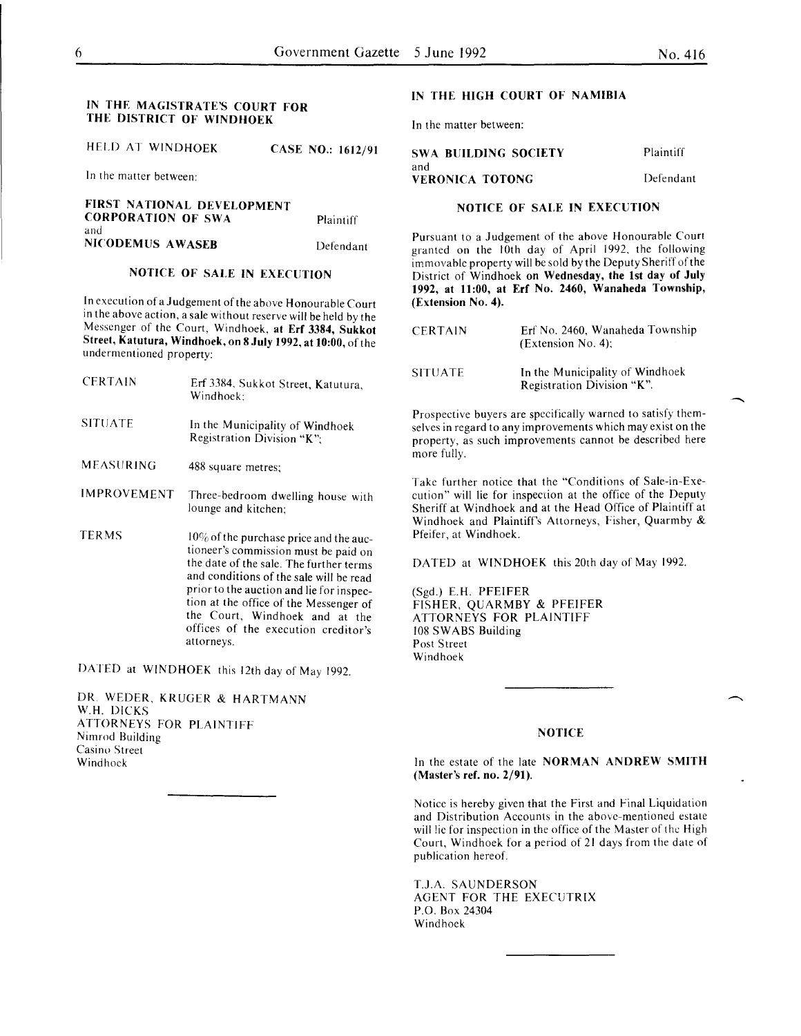## IN THE MAGISTRATE'S COURT FOR THE DISTRICT OF WINDHOEK

HELD AT WINDHOEK **CASE NO.: 1612/91**

In the matter between:

**FIRST NATIONAL DEVELOPMENT CORPORATION OF SWA** Plaintiff

and

**NICODEMUS AWASEB** Defendant

### NOTICE OF SALE IN EXECUTION

In execution of a Judgement of the above Honourable Court in the above action, a sale without reserve will be held by the Messenger of the Court, Windhoek, **at Erf 3384, Sukkot Street, Katutura, Windhoek, on 8 July 1992, at 10:00,** of the undermentioned property:

| | |
|---|---|
| CERTAIN | Erf 3384, Sukkot Street, Katutura, Windhoek; |
| SITUATE | In the Municipality of Windhoek Registration Division "K"; |
| MEASURING | 488 square metres; |
| IMPROVEMENT | Three-bedroom dwelling house with lounge and kitchen; |
| TERMS | 10% of the purchase price and the auctioneer's commission must be paid on the date of the sale. The further terms and conditions of the sale will be read prior to the auction and lie for inspection at the office of the Messenger of the Court, Windhoek and at the offices of the execution creditor's attorneys. |

DATED at WINDHOEK this 12th day of May 1992.

DR. WEDER, KRUGER & HARTMANN
W.H. DICKS
ATTORNEYS FOR PLAINTIFF
Nimrod Building
Casino Street
Windhoek

---

## IN THE HIGH COURT OF NAMIBIA

In the matter between:

**SWA BUILDING SOCIETY** Plaintiff

and

**VERONICA TOTONG** Defendant

### NOTICE OF SALE IN EXECUTION

Pursuant to a Judgement of the above Honourable Court granted on the 10th day of April 1992, the following immovable property will be sold by the Deputy Sheriff of the District of Windhoek **on Wednesday, the 1st day of July 1992, at 11:00, at Erf No. 2460, Wanaheda Township, (Extension No. 4).**

| | |
|---|---|
| CERTAIN | Erf No. 2460, Wanaheda Township (Extension No. 4); |
| SITUATE | In the Municipality of Windhoek Registration Division "K". |

Prospective buyers are specifically warned to satisfy themselves in regard to any improvements which may exist on the property, as such improvements cannot be described here more fully.

Take further notice that the "Conditions of Sale-in-Execution" will lie for inspection at the office of the Deputy Sheriff at Windhoek and at the Head Office of Plaintiff at Windhoek and Plaintiff's Attorneys, Fisher, Quarmby & Pfeifer, at Windhoek.

DATED at WINDHOEK this 20th day of May 1992.

(Sgd.) E.H. PFEIFER
FISHER, QUARMBY & PFEIFER
ATTORNEYS FOR PLAINTIFF
108 SWABS Building
Post Street
Windhoek

---

### NOTICE

In the estate of the late **NORMAN ANDREW SMITH (Master's ref. no. 2/91).**

Notice is hereby given that the First and Final Liquidation and Distribution Accounts in the above-mentioned estate will lie for inspection in the office of the Master of the High Court, Windhoek for a period of 21 days from the date of publication hereof.

T.J.A. SAUNDERSON
AGENT FOR THE EXECUTRIX
P.O. Box 24304
Windhoek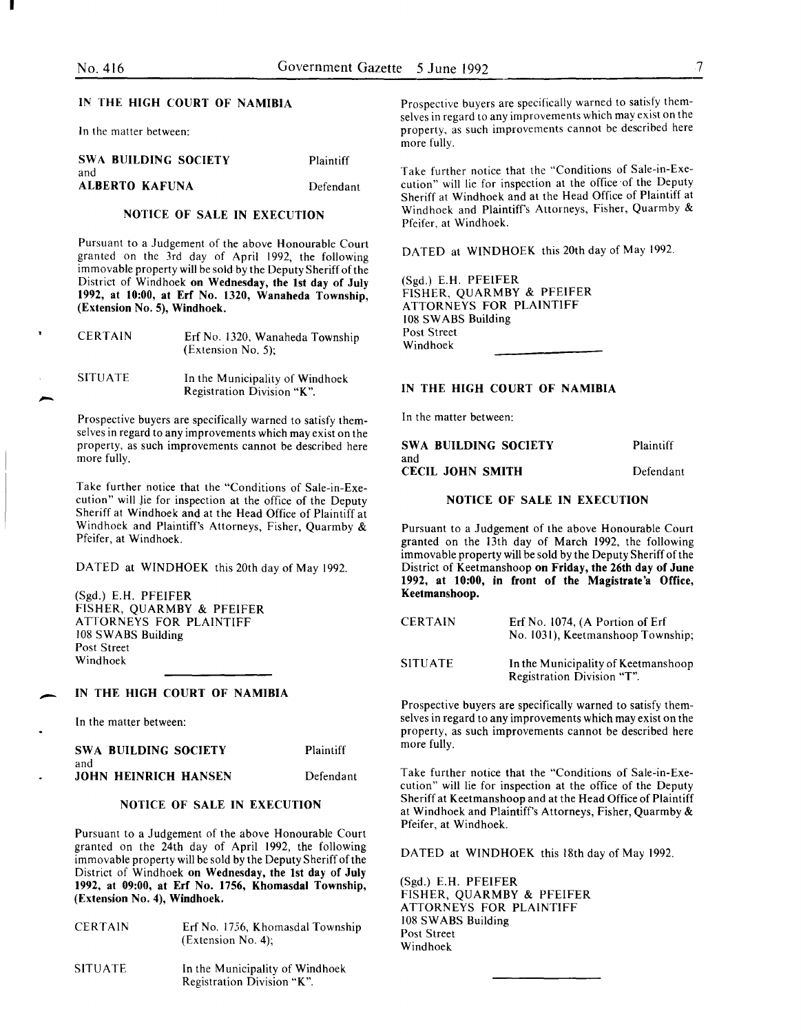## IN THE HIGH COURT OF NAMIBIA

In the matter between:

| | |
|---|---|
| **SWA BUILDING SOCIETY** | Plaintiff |
| and | |
| **ALBERTO KAFUNA** | Defendant |

### NOTICE OF SALE IN EXECUTION

Pursuant to a Judgement of the above Honourable Court granted on the 3rd day of April 1992, the following immovable property will be sold by the Deputy Sheriff of the District of Windhoek **on Wednesday, the 1st day of July 1992, at 10:00, at Erf No. 1320, Wanaheda Township, (Extension No. 5), Windhoek.**

| | |
|---|---|
| CERTAIN | Erf No. 1320, Wanaheda Township (Extension No. 5); |
| SITUATE | In the Municipality of Windhoek Registration Division "K". |

Prospective buyers are specifically warned to satisfy themselves in regard to any improvements which may exist on the property, as such improvements cannot be described here more fully.

Take further notice that the "Conditions of Sale-in-Execution" will lie for inspection at the office of the Deputy Sheriff at Windhoek and at the Head Office of Plaintiff at Windhoek and Plaintiff's Attorneys, Fisher, Quarmby & Pfeifer, at Windhoek.

DATED at WINDHOEK this 20th day of May 1992.

(Sgd.) E.H. PFEIFER
FISHER, QUARMBY & PFEIFER
ATTORNEYS FOR PLAINTIFF
108 SWABS Building
Post Street
Windhoek

---

## IN THE HIGH COURT OF NAMIBIA

In the matter between:

| | |
|---|---|
| **SWA BUILDING SOCIETY** | Plaintiff |
| and | |
| **JOHN HEINRICH HANSEN** | Defendant |

### NOTICE OF SALE IN EXECUTION

Pursuant to a Judgement of the above Honourable Court granted on the 24th day of April 1992, the following immovable property will be sold by the Deputy Sheriff of the District of Windhoek **on Wednesday, the 1st day of July 1992, at 09:00, at Erf No. 1756, Khomasdal Township, (Extension No. 4), Windhoek.**

| | |
|---|---|
| CERTAIN | Erf No. 1756, Khomasdal Township (Extension No. 4); |
| SITUATE | In the Municipality of Windhoek Registration Division "K". |

Prospective buyers are specifically warned to satisfy themselves in regard to any improvements which may exist on the property, as such improvements cannot be described here more fully.

Take further notice that the "Conditions of Sale-in-Execution" will lie for inspection at the office of the Deputy Sheriff at Windhoek and at the Head Office of Plaintiff at Windhoek and Plaintiff's Attorneys, Fisher, Quarmby & Pfeifer, at Windhoek.

DATED at WINDHOEK this 20th day of May 1992.

(Sgd.) E.H. PFEIFER
FISHER, QUARMBY & PFEIFER
ATTORNEYS FOR PLAINTIFF
108 SWABS Building
Post Street
Windhoek

---

## IN THE HIGH COURT OF NAMIBIA

In the matter between:

| | |
|---|---|
| **SWA BUILDING SOCIETY** | Plaintiff |
| and | |
| **CECIL JOHN SMITH** | Defendant |

### NOTICE OF SALE IN EXECUTION

Pursuant to a Judgement of the above Honourable Court granted on the 13th day of March 1992, the following immovable property will be sold by the Deputy Sheriff of the District of Keetmanshoop **on Friday, the 26th day of June 1992, at 10:00, in front of the Magistrate'a Office, Keetmanshoop.**

| | |
|---|---|
| CERTAIN | Erf No. 1074, (A Portion of Erf No. 1031), Keetmanshoop Township; |
| SITUATE | In the Municipality of Keetmanshoop Registration Division "T". |

Prospective buyers are specifically warned to satisfy themselves in regard to any improvements which may exist on the property, as such improvements cannot be described here more fully.

Take further notice that the "Conditions of Sale-in-Execution" will lie for inspection at the office of the Deputy Sheriff at Keetmanshoop and at the Head Office of Plaintiff at Windhoek and Plaintiff's Attorneys, Fisher, Quarmby & Pfeifer, at Windhoek.

DATED at WINDHOEK this 18th day of May 1992.

(Sgd.) E.H. PFEIFER
FISHER, QUARMBY & PFEIFER
ATTORNEYS FOR PLAINTIFF
108 SWABS Building
Post Street
Windhoek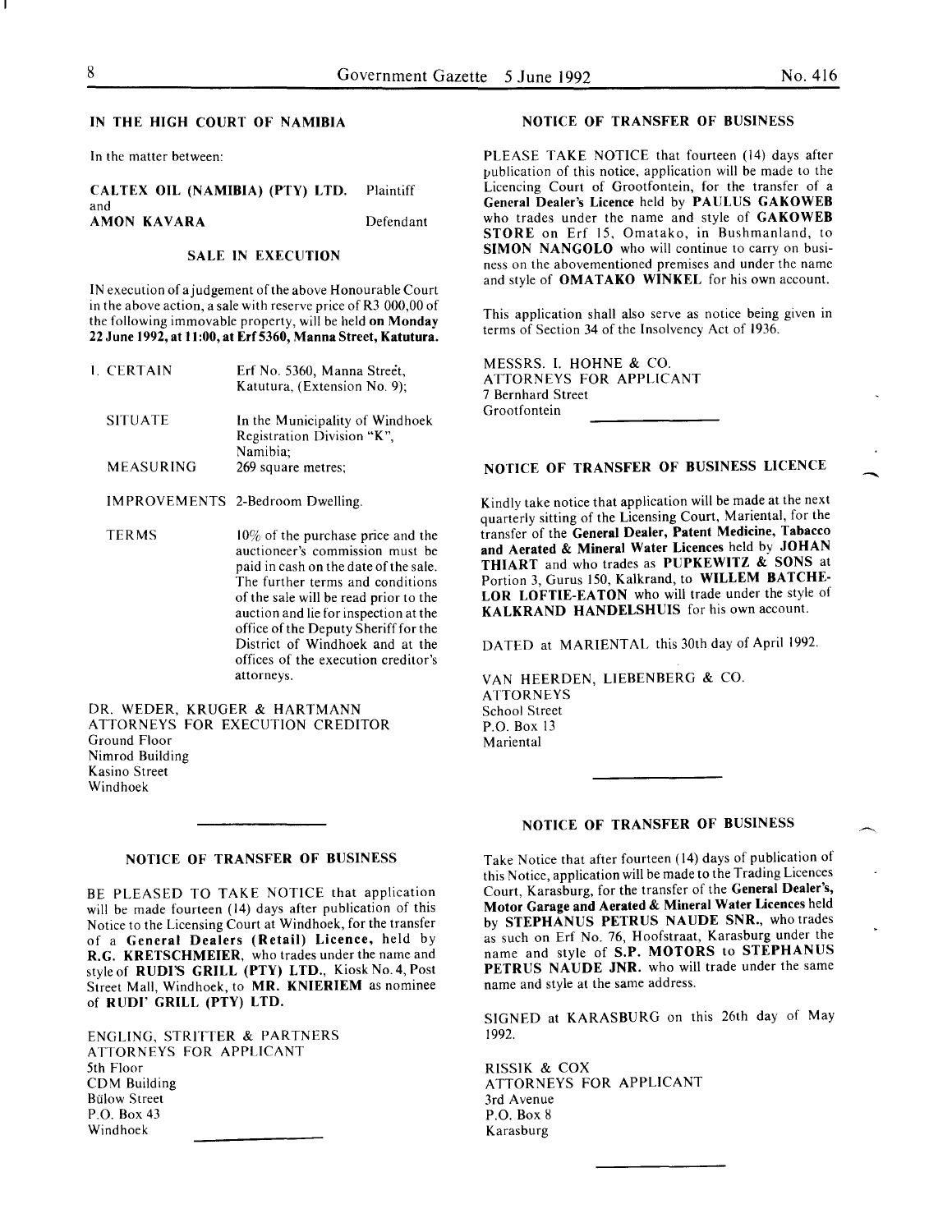## IN THE HIGH COURT OF NAMIBIA

In the matter between:

**CALTEX OIL (NAMIBIA) (PTY) LTD.** Plaintiff
and
**AMON KAVARA** Defendant

### SALE IN EXECUTION

IN execution of a judgement of the above Honourable Court in the above action, a sale with reserve price of R3 000,00 of the following immovable property, will be held **on Monday 22 June 1992, at 11:00, at Erf 5360, Manna Street, Katutura.**

| | |
|---|---|
| 1. CERTAIN | Erf No. 5360, Manna Street, Katutura, (Extension No. 9); |
| SITUATE | In the Municipality of Windhoek Registration Division "K", Namibia; |
| MEASURING | 269 square metres; |
| IMPROVEMENTS | 2-Bedroom Dwelling. |
| TERMS | 10% of the purchase price and the auctioneer's commission must be paid in cash on the date of the sale. The further terms and conditions of the sale will be read prior to the auction and lie for inspection at the office of the Deputy Sheriff for the District of Windhoek and at the offices of the execution creditor's attorneys. |

DR. WEDER, KRUGER & HARTMANN
ATTORNEYS FOR EXECUTION CREDITOR
Ground Floor
Nimrod Building
Kasino Street
Windhoek

---

### NOTICE OF TRANSFER OF BUSINESS

BE PLEASED TO TAKE NOTICE that application will be made fourteen (14) days after publication of this Notice to the Licensing Court at Windhoek, for the transfer of a **General Dealers (Retail) Licence,** held by **R.G. KRETSCHMEIER,** who trades under the name and style of **RUDI'S GRILL (PTY) LTD.,** Kiosk No. 4, Post Street Mall, Windhoek, to **MR. KNIERIEM** as nominee of **RUDI' GRILL (PTY) LTD.**

ENGLING, STRITTER & PARTNERS
ATTORNEYS FOR APPLICANT
5th Floor
CDM Building
Bülow Street
P.O. Box 43
Windhoek

---

### NOTICE OF TRANSFER OF BUSINESS

PLEASE TAKE NOTICE that fourteen (14) days after publication of this notice, application will be made to the Licencing Court of Grootfontein, for the transfer of a **General Dealer's Licence** held by **PAULUS GAKOWEB** who trades under the name and style of **GAKOWEB STORE** on Erf 15, Omatako, in Bushmanland, to **SIMON NANGOLO** who will continue to carry on business on the abovementioned premises and under the name and style of **OMATAKO WINKEL** for his own account.

This application shall also serve as notice being given in terms of Section 34 of the Insolvency Act of 1936.

MESSRS. I. HOHNE & CO.
ATTORNEYS FOR APPLICANT
7 Bernhard Street
Grootfontein

---

### NOTICE OF TRANSFER OF BUSINESS LICENCE

Kindly take notice that application will be made at the next quarterly sitting of the Licensing Court, Mariental, for the transfer of the **General Dealer, Patent Medicine, Tabacco and Aerated & Mineral Water Licences** held by **JOHAN THIART** and who trades as **PUPKEWITZ & SONS** at Portion 3, Gurus 150, Kalkrand, to **WILLEM BATCHELOR LOFTIE-EATON** who will trade under the style of **KALKRAND HANDELSHUIS** for his own account.

DATED at MARIENTAL this 30th day of April 1992.

VAN HEERDEN, LIEBENBERG & CO.
ATTORNEYS
School Street
P.O. Box 13
Mariental

---

### NOTICE OF TRANSFER OF BUSINESS

Take Notice that after fourteen (14) days of publication of this Notice, application will be made to the Trading Licences Court, Karasburg, for the transfer of the **General Dealer's, Motor Garage and Aerated & Mineral Water Licences** held by **STEPHANUS PETRUS NAUDE SNR.,** who trades as such on Erf No. 76, Hoofstraat, Karasburg under the name and style of **S.P. MOTORS** to **STEPHANUS PETRUS NAUDE JNR.** who will trade under the same name and style at the same address.

SIGNED at KARASBURG on this 26th day of May 1992.

RISSIK & COX
ATTORNEYS FOR APPLICANT
3rd Avenue
P.O. Box 8
Karasburg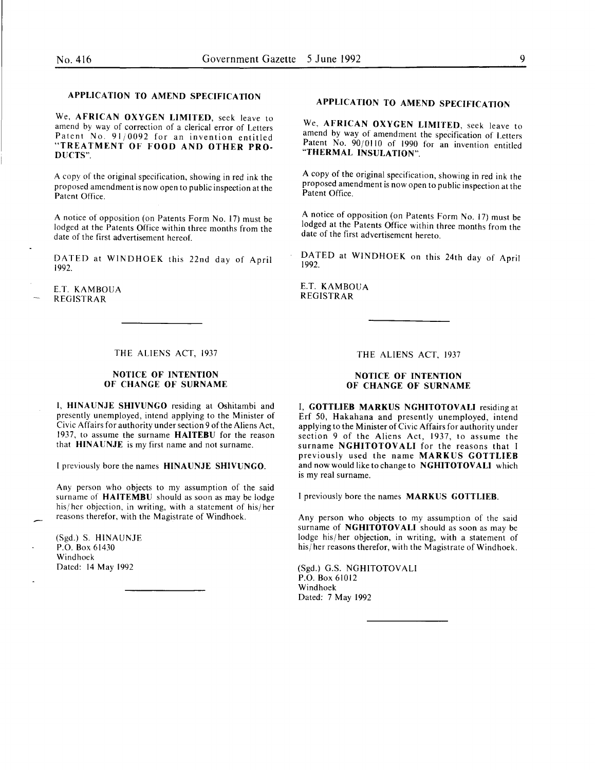## APPLICATION TO AMEND SPECIFICATION

We, **AFRICAN OXYGEN LIMITED**, seek leave to amend by way of correction of a clerical error of Letters Patent No. 91/0092 for an invention entitled **"TREATMENT OF FOOD AND OTHER PRODUCTS"**.

A copy of the original specification, showing in red ink the proposed amendment is now open to public inspection at the Patent Office.

A notice of opposition (on Patents Form No. 17) must be lodged at the Patents Office within three months from the date of the first advertisement hereof.

DATED at WINDHOEK this 22nd day of April 1992.

E.T. KAMBOUA
REGISTRAR

---

## APPLICATION TO AMEND SPECIFICATION

We, **AFRICAN OXYGEN LIMITED**, seek leave to amend by way of amendment the specification of Letters Patent No. 90/0110 of 1990 for an invention entitled **"THERMAL INSULATION"**.

A copy of the original specification, showing in red ink the proposed amendment is now open to public inspection at the Patent Office.

A notice of opposition (on Patents Form No. 17) must be lodged at the Patents Office within three months from the date of the first advertisement hereto.

DATED at WINDHOEK on this 24th day of April 1992.

E.T. KAMBOUA
REGISTRAR

---

THE ALIENS ACT, 1937

### NOTICE OF INTENTION OF CHANGE OF SURNAME

I, **HINAUNJE SHIVUNGO** residing at Oshitambi and presently unemployed, intend applying to the Minister of Civic Affairs for authority under section 9 of the Aliens Act, 1937, to assume the surname **HAITEBU** for the reason that **HINAUNJE** is my first name and not surname.

I previously bore the names **HINAUNJE SHIVUNGO**.

Any person who objects to my assumption of the said surname of **HAITEMBU** should as soon as may be lodge his/her objection, in writing, with a statement of his/her reasons therefor, with the Magistrate of Windhoek.

(Sgd.) S. HINAUNJE
P.O. Box 61430
Windhoek
Dated: 14 May 1992

---

THE ALIENS ACT, 1937

### NOTICE OF INTENTION OF CHANGE OF SURNAME

I, **GOTTLIEB MARKUS NGHITOTOVALI** residing at Erf 50, Hakahana and presently unemployed, intend applying to the Minister of Civic Affairs for authority under section 9 of the Aliens Act, 1937, to assume the surname **NGHITOTOVALI** for the reasons that I previously used the name **MARKUS GOTTLIEB** and now would like to change to **NGHITOTOVALI** which is my real surname.

I previously bore the names **MARKUS GOTTLIEB**.

Any person who objects to my assumption of the said surname of **NGHITOTOVALI** should as soon as may be lodge his/her objection, in writing, with a statement of his/her reasons therefor, with the Magistrate of Windhoek.

(Sgd.) G.S. NGHITOTOVALI
P.O. Box 61012
Windhoek
Dated: 7 May 1992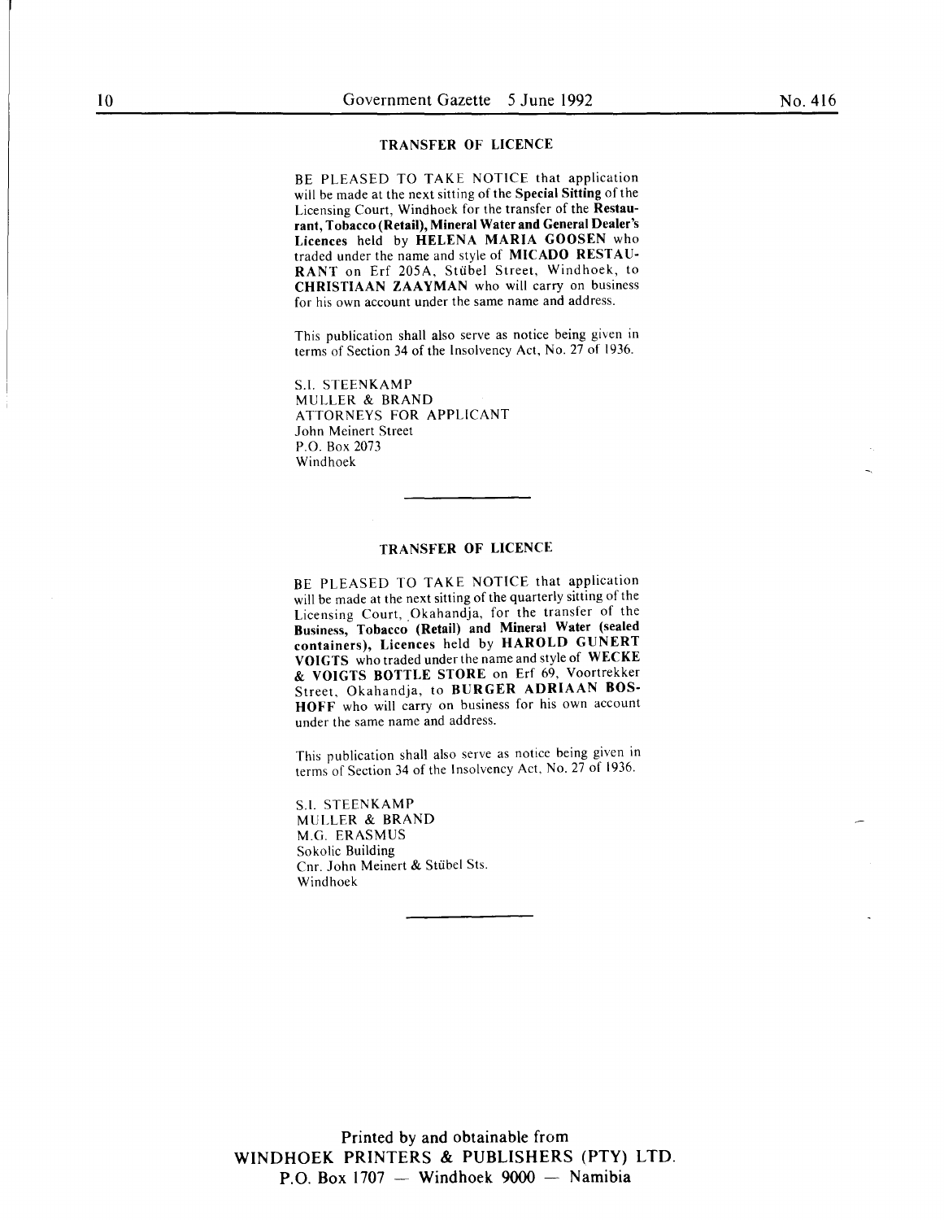## TRANSFER OF LICENCE

BE PLEASED TO TAKE NOTICE that application will be made at the next sitting of the **Special Sitting** of the Licensing Court, Windhoek for the transfer of the **Restaurant, Tobacco (Retail), Mineral Water and General Dealer's Licences** held by **HELENA MARIA GOOSEN** who traded under the name and style of **MICADO RESTAURANT** on Erf 205A, Stübel Street, Windhoek, to **CHRISTIAAN ZAAYMAN** who will carry on business for his own account under the same name and address.

This publication shall also serve as notice being given in terms of Section 34 of the Insolvency Act, No. 27 of 1936.

S.I. STEENKAMP  
MULLER & BRAND  
ATTORNEYS FOR APPLICANT  
John Meinert Street  
P.O. Box 2073  
Windhoek

---

## TRANSFER OF LICENCE

BE PLEASED TO TAKE NOTICE that application will be made at the next sitting of the quarterly sitting of the Licensing Court, Okahandja, for the transfer of the **Business, Tobacco (Retail) and Mineral Water (sealed containers), Licences** held by **HAROLD GUNERT VOIGTS** who traded under the name and style of **WECKE & VOIGTS BOTTLE STORE** on Erf 69, Voortrekker Street, Okahandja, to **BURGER ADRIAAN BOSHOFF** who will carry on business for his own account under the same name and address.

This publication shall also serve as notice being given in terms of Section 34 of the Insolvency Act, No. 27 of 1936.

S.I. STEENKAMP  
MULLER & BRAND  
M.G. ERASMUS  
Sokolic Building  
Cnr. John Meinert & Stübel Sts.  
Windhoek

---

Printed by and obtainable from  
WINDHOEK PRINTERS & PUBLISHERS (PTY) LTD.  
P.O. Box 1707 — Windhoek 9000 — Namibia